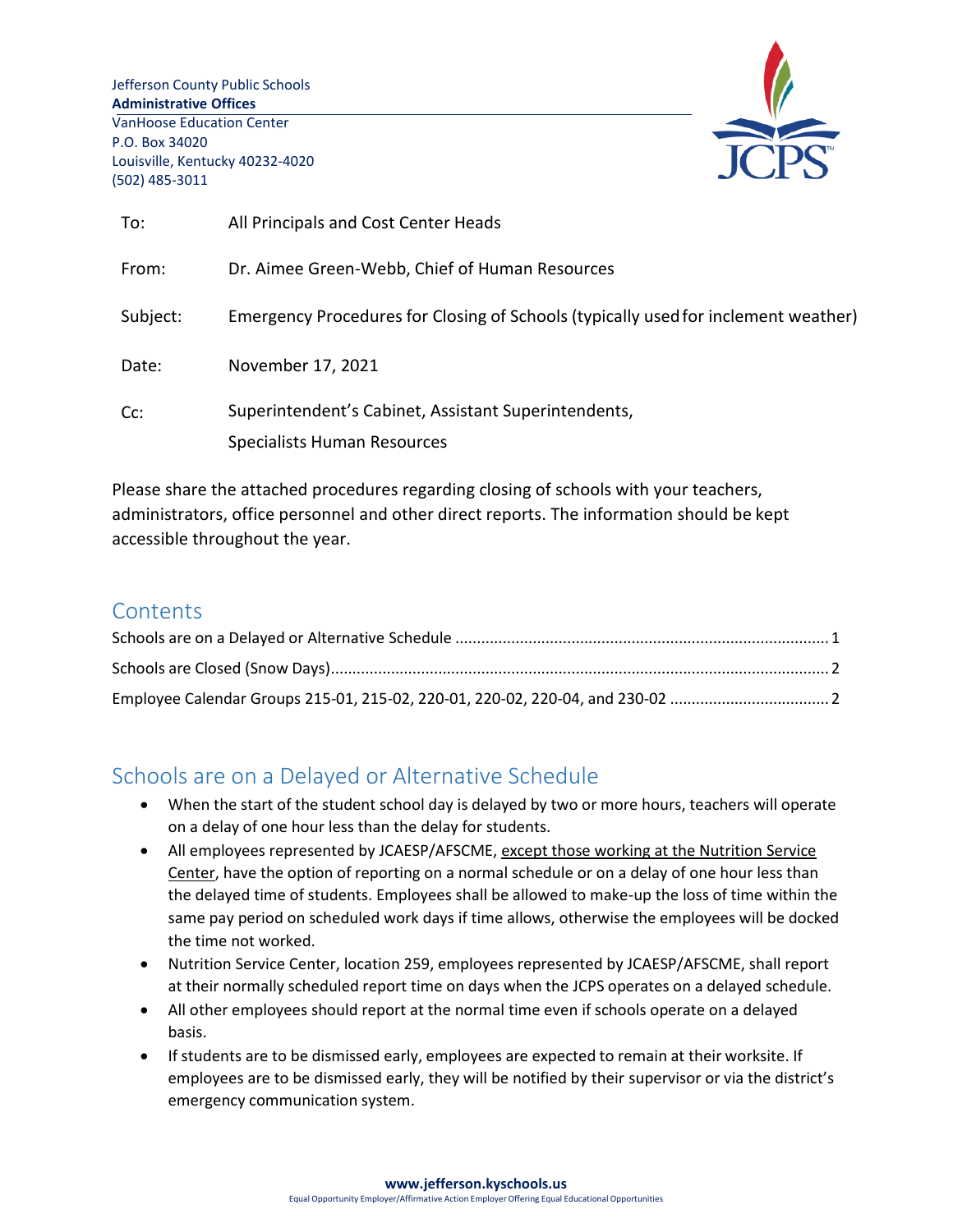Jefferson County Public Schools
**Administrative Offices**
VanHoose Education Center
P.O. Box 34020
Louisville, Kentucky 40232-4020
(502) 485-3011

| | |
|---|---|
| To: | All Principals and Cost Center Heads |
| From: | Dr. Aimee Green-Webb, Chief of Human Resources |
| Subject: | Emergency Procedures for Closing of Schools (typically used for inclement weather) |
| Date: | November 17, 2021 |
| Cc: | Superintendent's Cabinet, Assistant Superintendents, Specialists Human Resources |

Please share the attached procedures regarding closing of schools with your teachers, administrators, office personnel and other direct reports. The information should be kept accessible throughout the year.

## Contents

Schools are on a Delayed or Alternative Schedule ........ 1
Schools are Closed (Snow Days) ........ 2
Employee Calendar Groups 215-01, 215-02, 220-01, 220-02, 220-04, and 230-02 ........ 2

## Schools are on a Delayed or Alternative Schedule

- When the start of the student school day is delayed by two or more hours, teachers will operate on a delay of one hour less than the delay for students.
- All employees represented by JCAESP/AFSCME, except those working at the Nutrition Service Center, have the option of reporting on a normal schedule or on a delay of one hour less than the delayed time of students. Employees shall be allowed to make-up the loss of time within the same pay period on scheduled work days if time allows, otherwise the employees will be docked the time not worked.
- Nutrition Service Center, location 259, employees represented by JCAESP/AFSCME, shall report at their normally scheduled report time on days when the JCPS operates on a delayed schedule.
- All other employees should report at the normal time even if schools operate on a delayed basis.
- If students are to be dismissed early, employees are expected to remain at their worksite. If employees are to be dismissed early, they will be notified by their supervisor or via the district's emergency communication system.

**www.jefferson.kyschools.us**
Equal Opportunity Employer/Affirmative Action Employer Offering Equal Educational Opportunities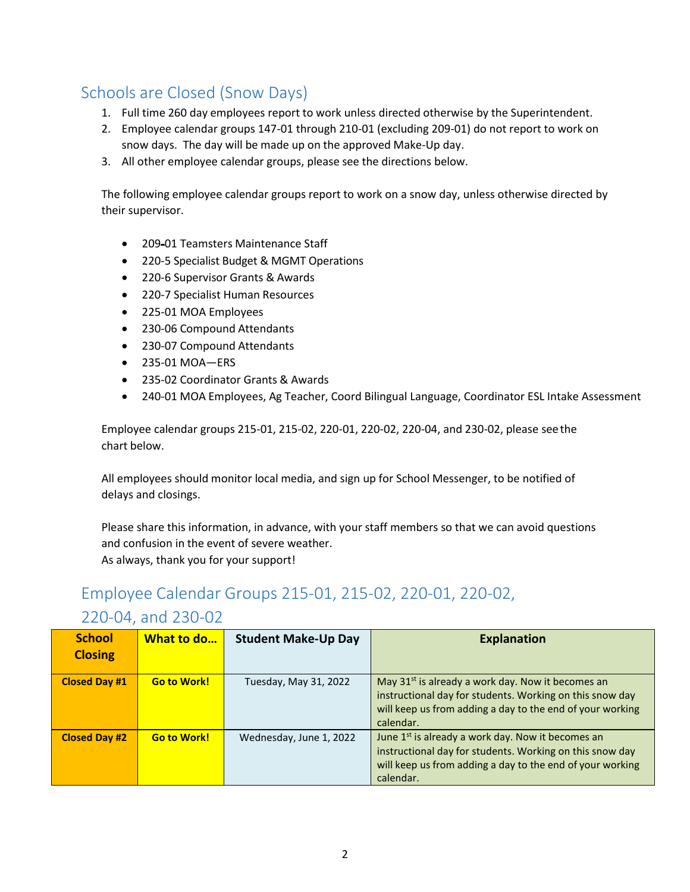## Schools are Closed (Snow Days)

1. Full time 260 day employees report to work unless directed otherwise by the Superintendent.
2. Employee calendar groups 147-01 through 210-01 (excluding 209-01) do not report to work on snow days. The day will be made up on the approved Make-Up day.
3. All other employee calendar groups, please see the directions below.

The following employee calendar groups report to work on a snow day, unless otherwise directed by their supervisor.

- 209-01 Teamsters Maintenance Staff
- 220-5 Specialist Budget & MGMT Operations
- 220-6 Supervisor Grants & Awards
- 220-7 Specialist Human Resources
- 225-01 MOA Employees
- 230-06 Compound Attendants
- 230-07 Compound Attendants
- 235-01 MOA—ERS
- 235-02 Coordinator Grants & Awards
- 240-01 MOA Employees, Ag Teacher, Coord Bilingual Language, Coordinator ESL Intake Assessment

Employee calendar groups 215-01, 215-02, 220-01, 220-02, 220-04, and 230-02, please see the chart below.

All employees should monitor local media, and sign up for School Messenger, to be notified of delays and closings.

Please share this information, in advance, with your staff members so that we can avoid questions and confusion in the event of severe weather.
As always, thank you for your support!

## Employee Calendar Groups 215-01, 215-02, 220-01, 220-02, 220-04, and 230-02

| School Closing | What to do… | Student Make-Up Day | Explanation |
|---|---|---|---|
| **Closed Day #1** | **Go to Work!** | Tuesday, May 31, 2022 | May 31st is already a work day. Now it becomes an instructional day for students. Working on this snow day will keep us from adding a day to the end of your working calendar. |
| **Closed Day #2** | **Go to Work!** | Wednesday, June 1, 2022 | June 1st is already a work day. Now it becomes an instructional day for students. Working on this snow day will keep us from adding a day to the end of your working calendar. |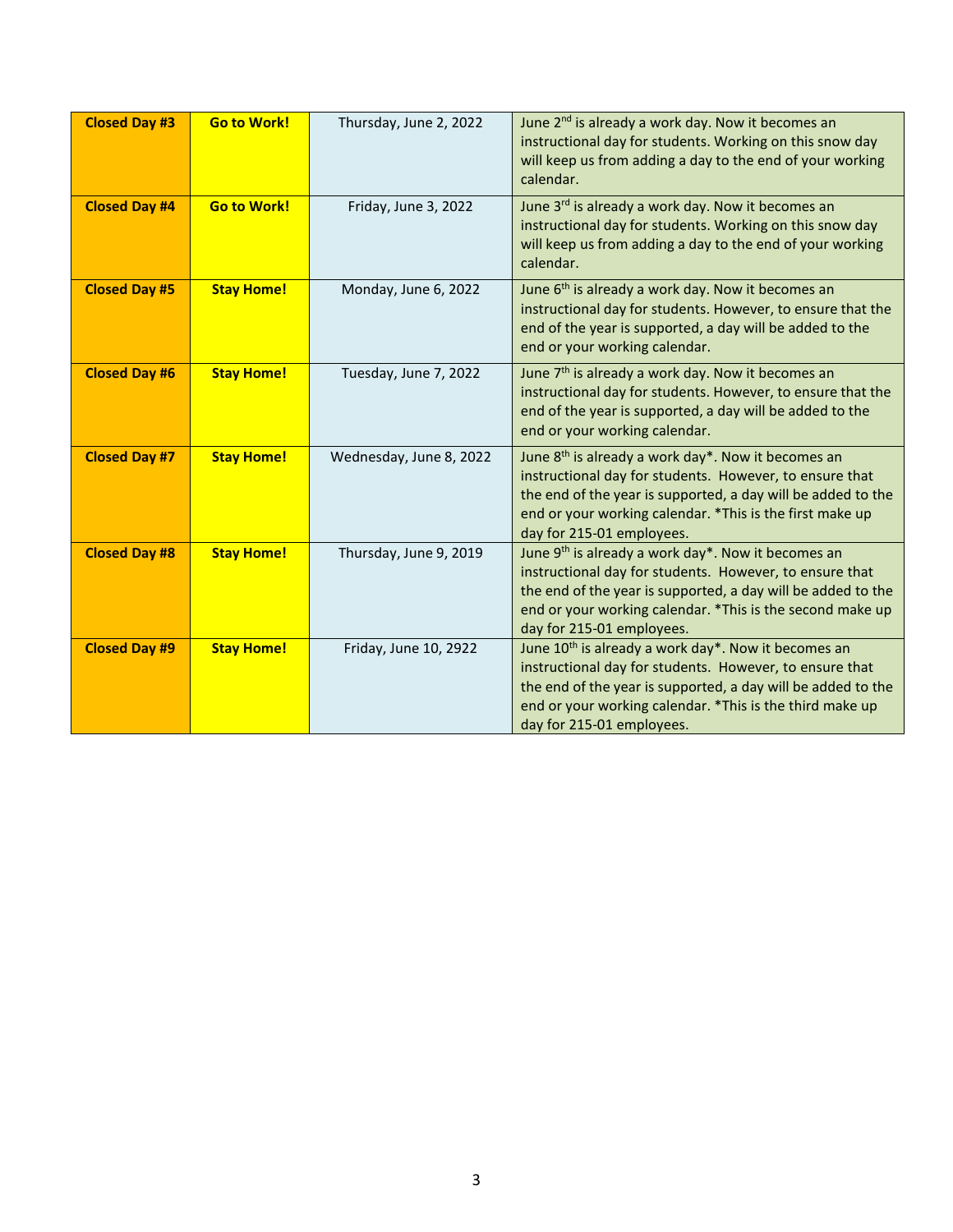| | | | |
|---|---|---|---|
| **Closed Day #3** | **Go to Work!** | Thursday, June 2, 2022 | June 2nd is already a work day. Now it becomes an instructional day for students. Working on this snow day will keep us from adding a day to the end of your working calendar. |
| **Closed Day #4** | **Go to Work!** | Friday, June 3, 2022 | June 3rd is already a work day. Now it becomes an instructional day for students. Working on this snow day will keep us from adding a day to the end of your working calendar. |
| **Closed Day #5** | **Stay Home!** | Monday, June 6, 2022 | June 6th is already a work day. Now it becomes an instructional day for students. However, to ensure that the end of the year is supported, a day will be added to the end or your working calendar. |
| **Closed Day #6** | **Stay Home!** | Tuesday, June 7, 2022 | June 7th is already a work day. Now it becomes an instructional day for students. However, to ensure that the end of the year is supported, a day will be added to the end or your working calendar. |
| **Closed Day #7** | **Stay Home!** | Wednesday, June 8, 2022 | June 8th is already a work day*. Now it becomes an instructional day for students. However, to ensure that the end of the year is supported, a day will be added to the end or your working calendar. *This is the first make up day for 215-01 employees. |
| **Closed Day #8** | **Stay Home!** | Thursday, June 9, 2019 | June 9th is already a work day*. Now it becomes an instructional day for students. However, to ensure that the end of the year is supported, a day will be added to the end or your working calendar. *This is the second make up day for 215-01 employees. |
| **Closed Day #9** | **Stay Home!** | Friday, June 10, 2922 | June 10th is already a work day*. Now it becomes an instructional day for students. However, to ensure that the end of the year is supported, a day will be added to the end or your working calendar. *This is the third make up day for 215-01 employees. |